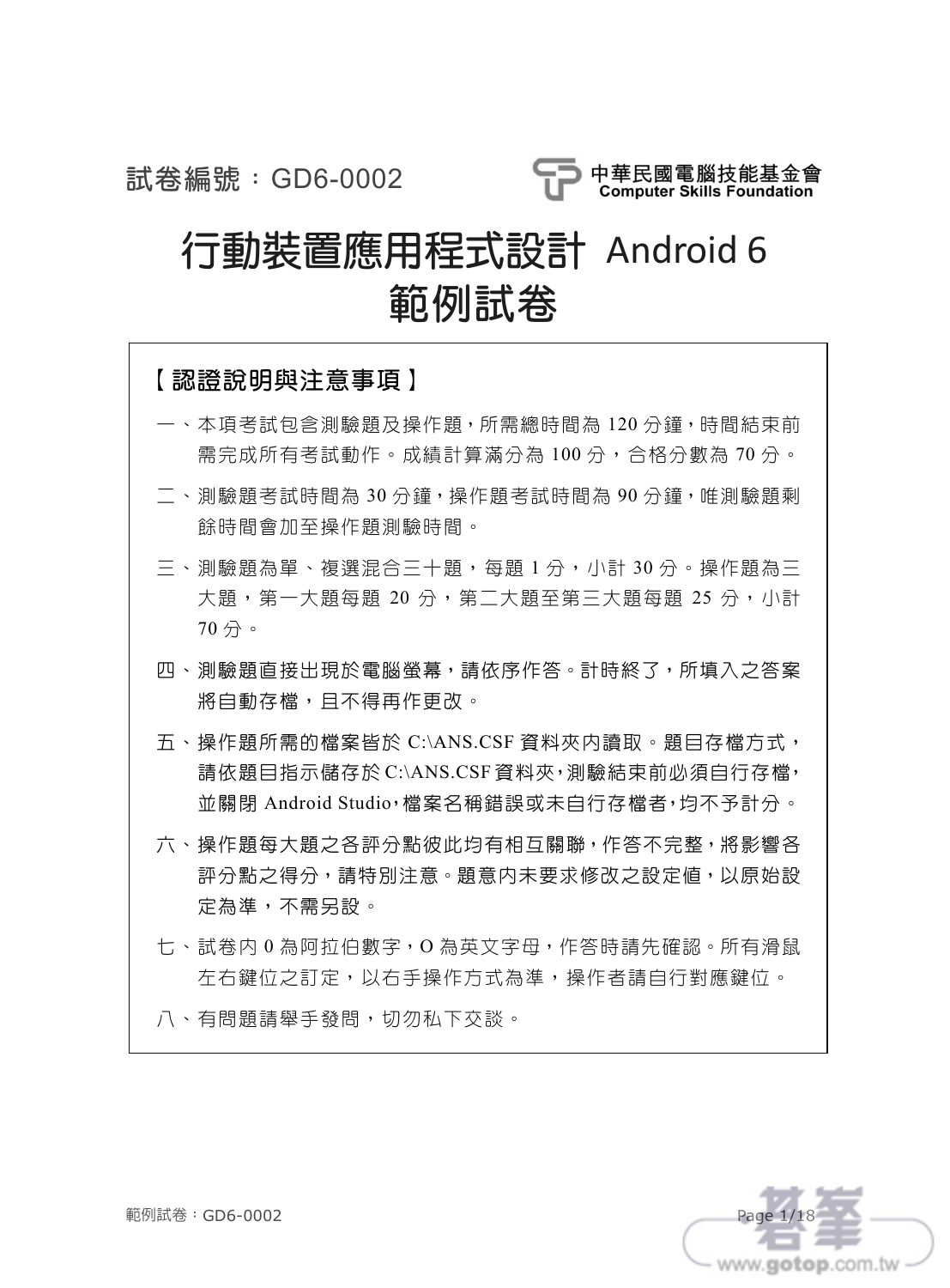試卷編號：GD6-0002

中華民國電腦技能基金會
Computer Skills Foundation

# 行動裝置應用程式設計 Android 6
# 範例試卷

## 【認證說明與注意事項】

一、本項考試包含測驗題及操作題，所需總時間為 120 分鐘，時間結束前需完成所有考試動作。成績計算滿分為 100 分，合格分數為 70 分。

二、測驗題考試時間為 30 分鐘，操作題考試時間為 90 分鐘，唯測驗題剩餘時間會加至操作題測驗時間。

三、測驗題為單、複選混合三十題，每題 1 分，小計 30 分。操作題為三大題，第一大題每題 20 分，第二大題至第三大題每題 25 分，小計 70 分。

四、測驗題直接出現於電腦螢幕，請依序作答。計時終了，所填入之答案將自動存檔，且不得再作更改。

五、操作題所需的檔案皆於 C:\ANS.CSF 資料夾內讀取。題目存檔方式，請依題目指示儲存於 C:\ANS.CSF 資料夾，測驗結束前必須自行存檔，並關閉 Android Studio，檔案名稱錯誤或未自行存檔者，均不予計分。

六、操作題每大題之各評分點彼此均有相互關聯，作答不完整，將影響各評分點之得分，請特別注意。題意內未要求修改之設定值，以原始設定為準，不需另設。

七、試卷內 0 為阿拉伯數字，O 為英文字母，作答時請先確認。所有滑鼠左右鍵位之訂定，以右手操作方式為準，操作者請自行對應鍵位。

八、有問題請舉手發問，切勿私下交談。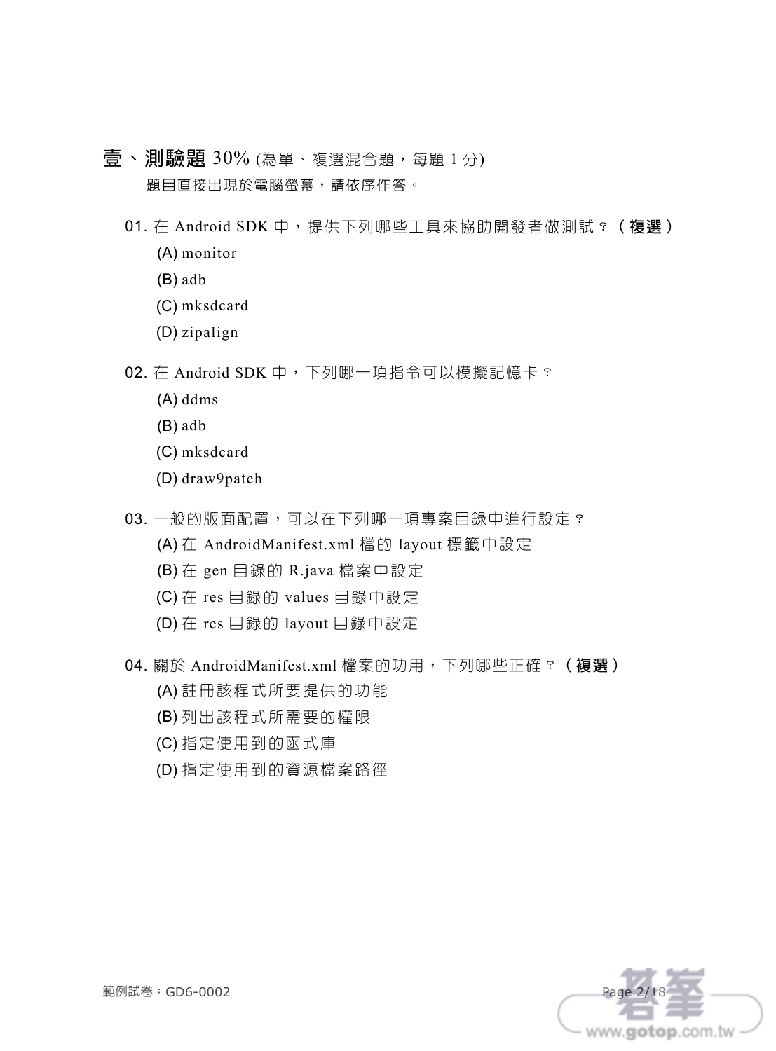## 壹、測驗題 30% (為單、複選混合題，每題 1 分)

題目直接出現於電腦螢幕，請依序作答。

01. 在 Android SDK 中，提供下列哪些工具來協助開發者做測試？**（複選）**
    - (A) monitor
    - (B) adb
    - (C) mksdcard
    - (D) zipalign

02. 在 Android SDK 中，下列哪一項指令可以模擬記憶卡？
    - (A) ddms
    - (B) adb
    - (C) mksdcard
    - (D) draw9patch

03. 一般的版面配置，可以在下列哪一項專案目錄中進行設定？
    - (A) 在 AndroidManifest.xml 檔的 layout 標籤中設定
    - (B) 在 gen 目錄的 R.java 檔案中設定
    - (C) 在 res 目錄的 values 目錄中設定
    - (D) 在 res 目錄的 layout 目錄中設定

04. 關於 AndroidManifest.xml 檔案的功用，下列哪些正確？**（複選）**
    - (A) 註冊該程式所要提供的功能
    - (B) 列出該程式所需要的權限
    - (C) 指定使用到的函式庫
    - (D) 指定使用到的資源檔案路徑

範例試卷：GD6-0002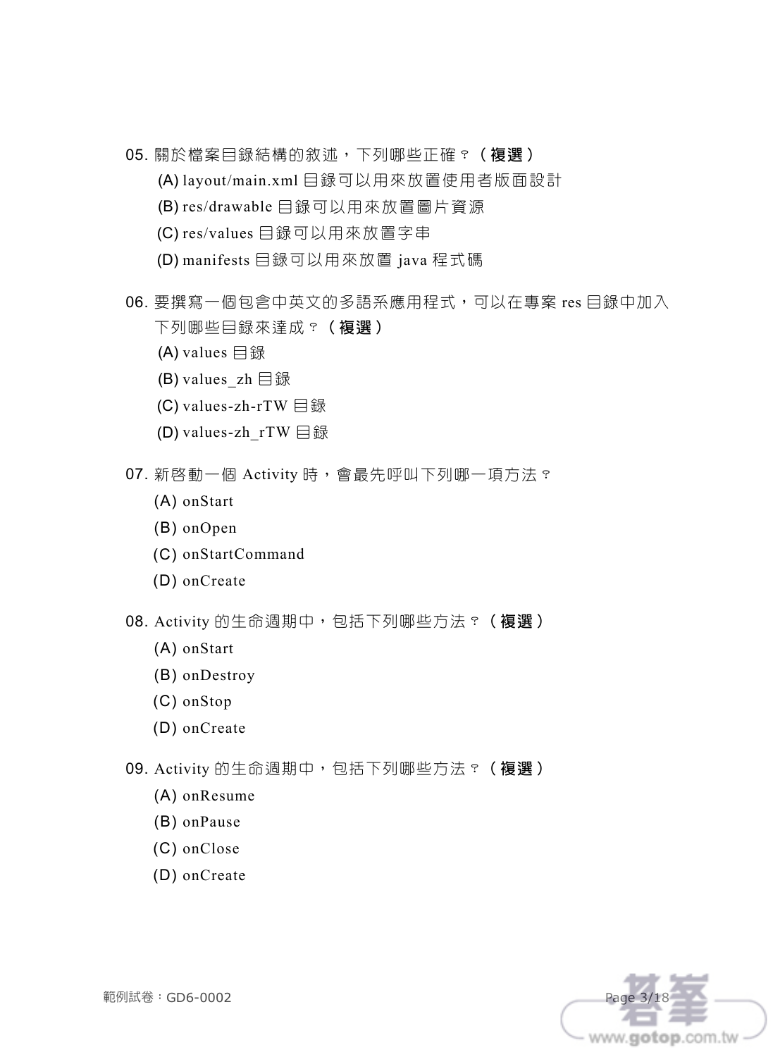05. 關於檔案目錄結構的敘述，下列哪些正確？（**複選**）

(A) layout/main.xml 目錄可以用來放置使用者版面設計

(B) res/drawable 目錄可以用來放置圖片資源

(C) res/values 目錄可以用來放置字串

(D) manifests 目錄可以用來放置 java 程式碼

06. 要撰寫一個包含中英文的多語系應用程式，可以在專案 res 目錄中加入下列哪些目錄來達成？（**複選**）

(A) values 目錄

(B) values_zh 目錄

(C) values-zh-rTW 目錄

(D) values-zh_rTW 目錄

07. 新啟動一個 Activity 時，會最先呼叫下列哪一項方法？

(A) onStart

(B) onOpen

(C) onStartCommand

(D) onCreate

08. Activity 的生命週期中，包括下列哪些方法？（**複選**）

(A) onStart

(B) onDestroy

(C) onStop

(D) onCreate

09. Activity 的生命週期中，包括下列哪些方法？（**複選**）

(A) onResume

(B) onPause

(C) onClose

(D) onCreate

範例試卷：GD6-0002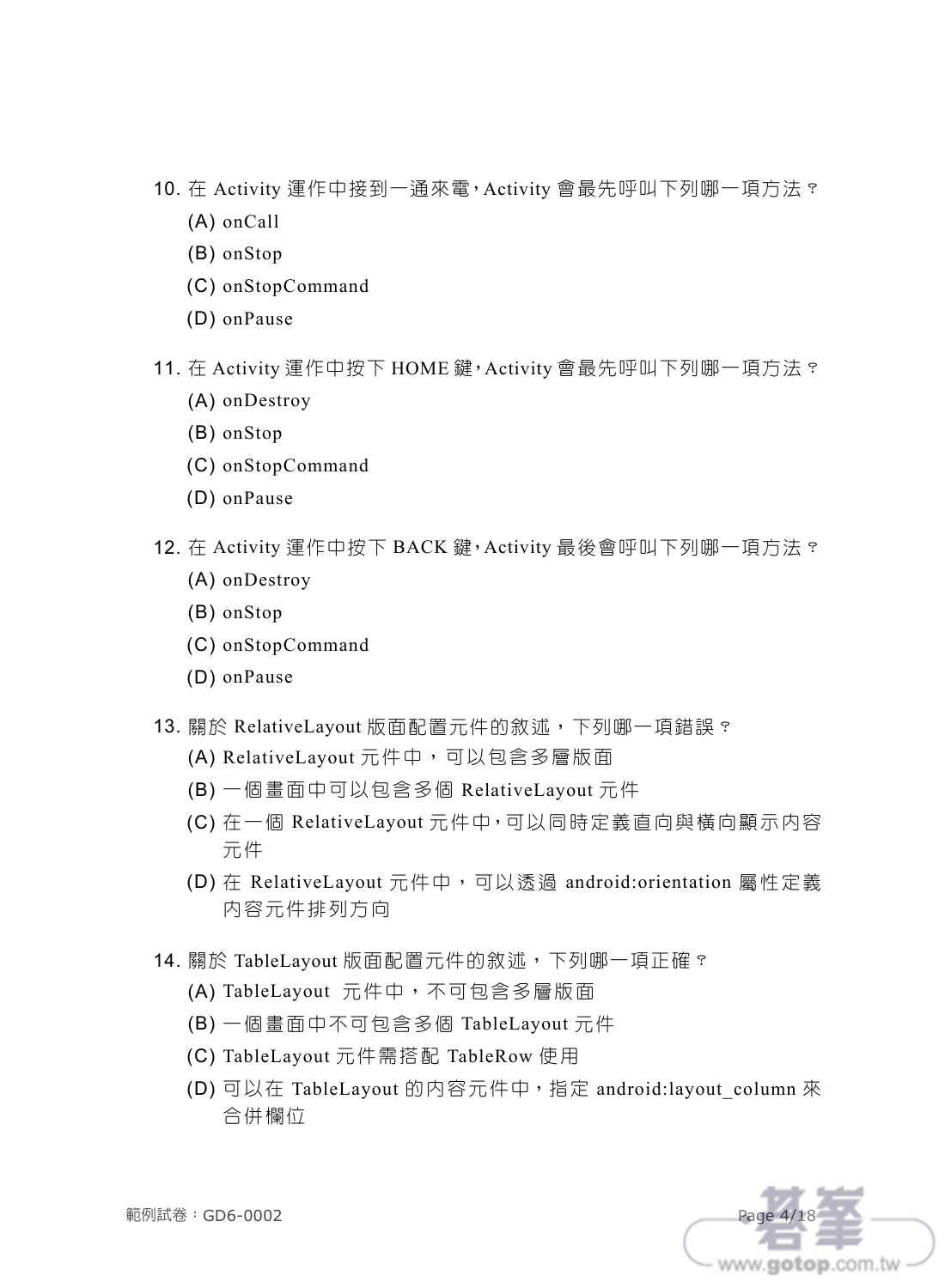10. 在 Activity 運作中接到一通來電，Activity 會最先呼叫下列哪一項方法？
    (A) onCall
    (B) onStop
    (C) onStopCommand
    (D) onPause

11. 在 Activity 運作中按下 HOME 鍵，Activity 會最先呼叫下列哪一項方法？
    (A) onDestroy
    (B) onStop
    (C) onStopCommand
    (D) onPause

12. 在 Activity 運作中按下 BACK 鍵，Activity 最後會呼叫下列哪一項方法？
    (A) onDestroy
    (B) onStop
    (C) onStopCommand
    (D) onPause

13. 關於 RelativeLayout 版面配置元件的敘述，下列哪一項錯誤？
    (A) RelativeLayout 元件中，可以包含多層版面
    (B) 一個畫面中可以包含多個 RelativeLayout 元件
    (C) 在一個 RelativeLayout 元件中，可以同時定義直向與橫向顯示內容元件
    (D) 在 RelativeLayout 元件中，可以透過 android:orientation 屬性定義內容元件排列方向

14. 關於 TableLayout 版面配置元件的敘述，下列哪一項正確？
    (A) TableLayout 元件中，不可包含多層版面
    (B) 一個畫面中不可包含多個 TableLayout 元件
    (C) TableLayout 元件需搭配 TableRow 使用
    (D) 可以在 TableLayout 的內容元件中，指定 android:layout_column 來合併欄位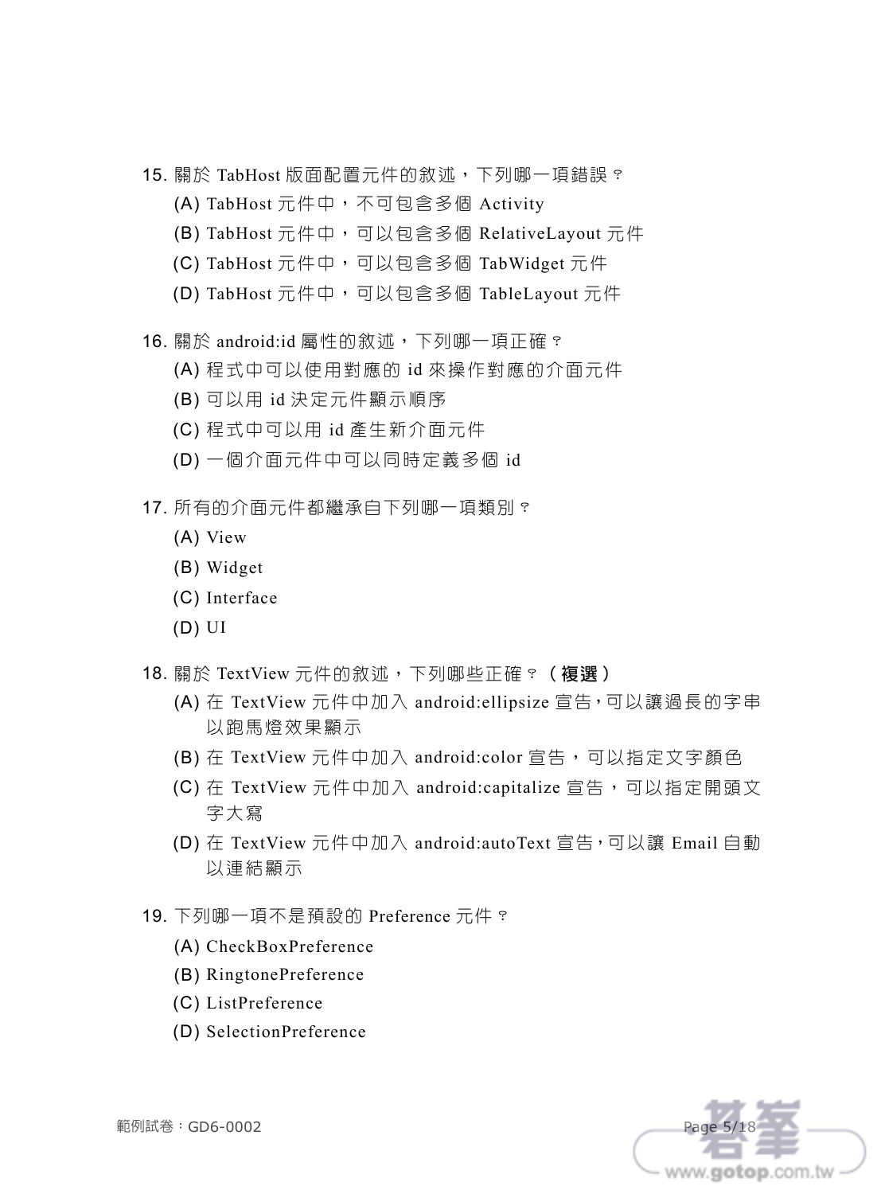15. 關於 TabHost 版面配置元件的敘述，下列哪一項錯誤？
    (A) TabHost 元件中，不可包含多個 Activity
    (B) TabHost 元件中，可以包含多個 RelativeLayout 元件
    (C) TabHost 元件中，可以包含多個 TabWidget 元件
    (D) TabHost 元件中，可以包含多個 TableLayout 元件

16. 關於 android:id 屬性的敘述，下列哪一項正確？
    (A) 程式中可以使用對應的 id 來操作對應的介面元件
    (B) 可以用 id 決定元件顯示順序
    (C) 程式中可以用 id 產生新介面元件
    (D) 一個介面元件中可以同時定義多個 id

17. 所有的介面元件都繼承自下列哪一項類別？
    (A) View
    (B) Widget
    (C) Interface
    (D) UI

18. 關於 TextView 元件的敘述，下列哪些正確？**（複選）**
    (A) 在 TextView 元件中加入 android:ellipsize 宣告，可以讓過長的字串以跑馬燈效果顯示
    (B) 在 TextView 元件中加入 android:color 宣告，可以指定文字顏色
    (C) 在 TextView 元件中加入 android:capitalize 宣告，可以指定開頭文字大寫
    (D) 在 TextView 元件中加入 android:autoText 宣告，可以讓 Email 自動以連結顯示

19. 下列哪一項不是預設的 Preference 元件？
    (A) CheckBoxPreference
    (B) RingtonePreference
    (C) ListPreference
    (D) SelectionPreference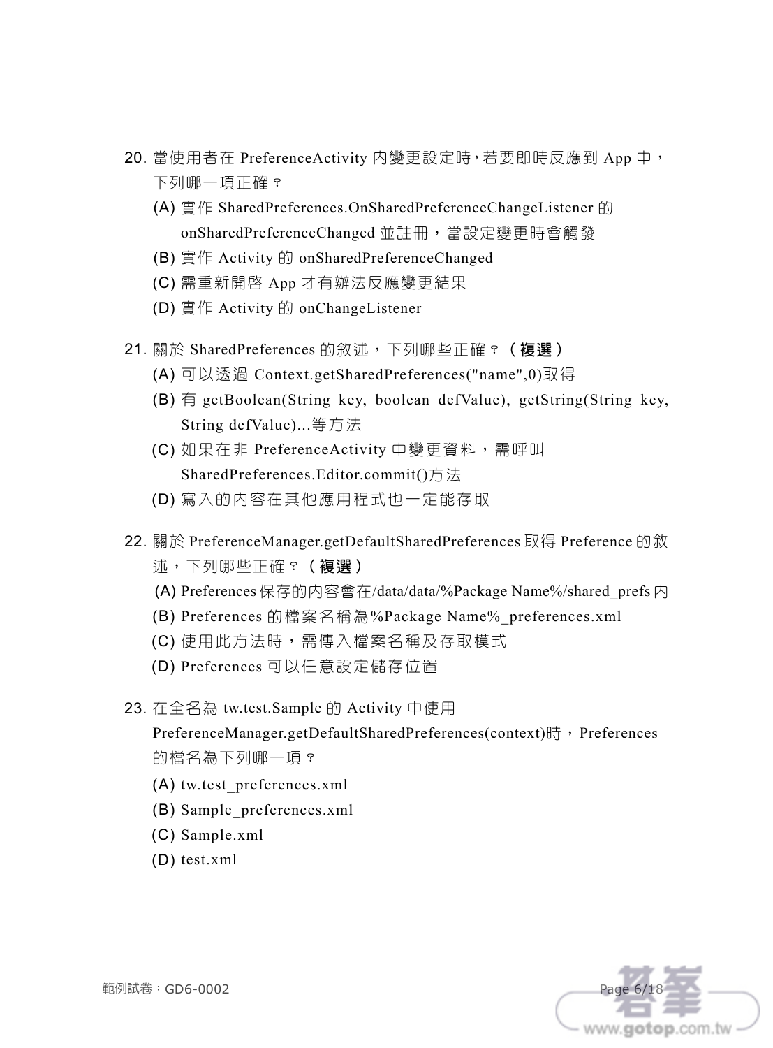20. 當使用者在 PreferenceActivity 內變更設定時，若要即時反應到 App 中，下列哪一項正確？
    (A) 實作 SharedPreferences.OnSharedPreferenceChangeListener 的 onSharedPreferenceChanged 並註冊，當設定變更時會觸發
    (B) 實作 Activity 的 onSharedPreferenceChanged
    (C) 需重新開啓 App 才有辦法反應變更結果
    (D) 實作 Activity 的 onChangeListener

21. 關於 SharedPreferences 的敘述，下列哪些正確？**（複選）**
    (A) 可以透過 Context.getSharedPreferences("name",0)取得
    (B) 有 getBoolean(String key, boolean defValue), getString(String key, String defValue)...等方法
    (C) 如果在非 PreferenceActivity 中變更資料，需呼叫 SharedPreferences.Editor.commit()方法
    (D) 寫入的內容在其他應用程式也一定能存取

22. 關於 PreferenceManager.getDefaultSharedPreferences 取得 Preference 的敘述，下列哪些正確？**（複選）**
    (A) Preferences 保存的內容會在/data/data/%Package Name%/shared_prefs 內
    (B) Preferences 的檔案名稱為%Package Name%_preferences.xml
    (C) 使用此方法時，需傳入檔案名稱及存取模式
    (D) Preferences 可以任意設定儲存位置

23. 在全名為 tw.test.Sample 的 Activity 中使用 PreferenceManager.getDefaultSharedPreferences(context)時，Preferences 的檔名為下列哪一項？
    (A) tw.test_preferences.xml
    (B) Sample_preferences.xml
    (C) Sample.xml
    (D) test.xml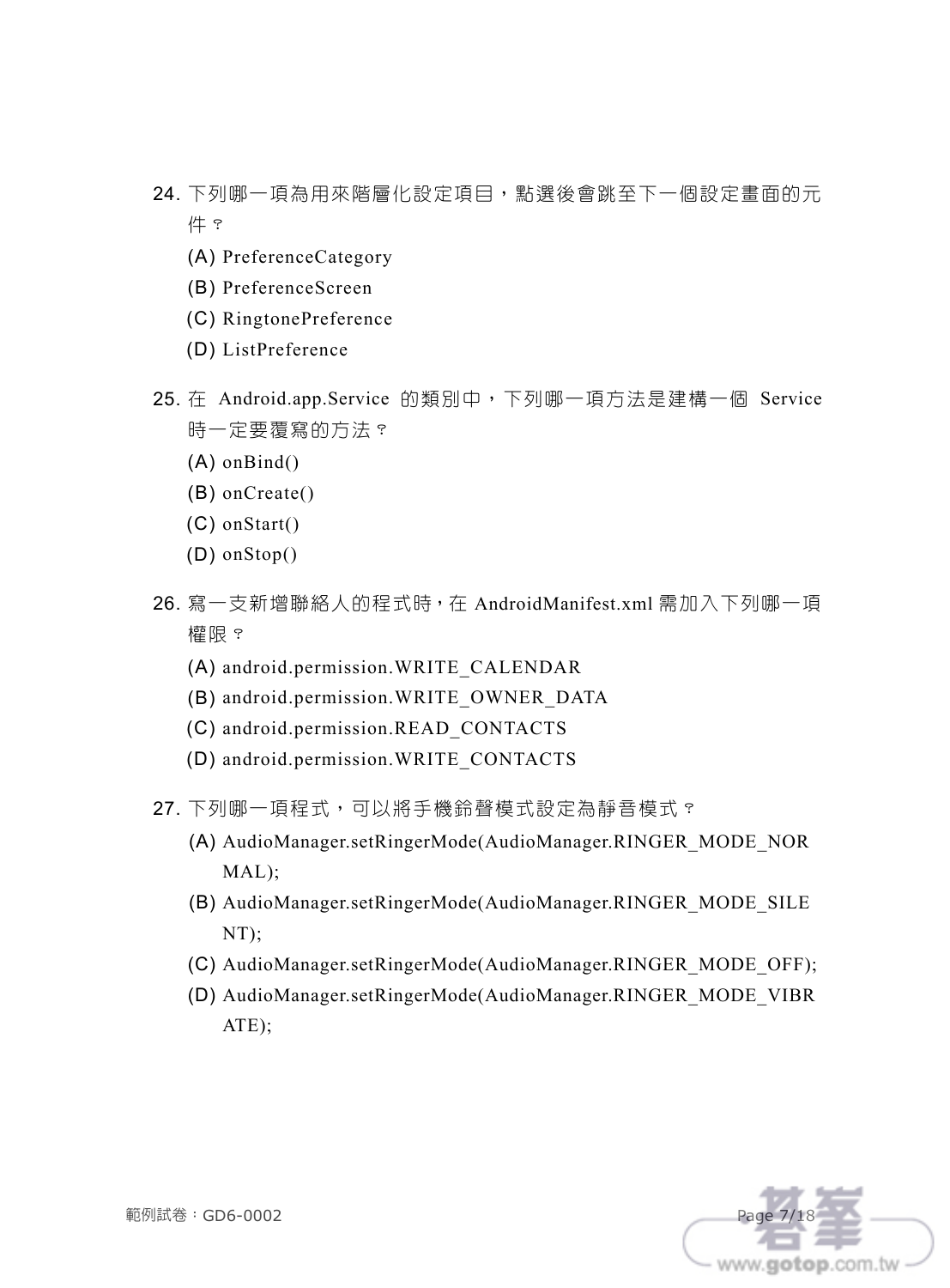24. 下列哪一項為用來階層化設定項目，點選後會跳至下一個設定畫面的元件？
   (A) PreferenceCategory
   (B) PreferenceScreen
   (C) RingtonePreference
   (D) ListPreference

25. 在 Android.app.Service 的類別中，下列哪一項方法是建構一個 Service 時一定要覆寫的方法？
   (A) onBind()
   (B) onCreate()
   (C) onStart()
   (D) onStop()

26. 寫一支新增聯絡人的程式時，在 AndroidManifest.xml 需加入下列哪一項權限？
   (A) android.permission.WRITE_CALENDAR
   (B) android.permission.WRITE_OWNER_DATA
   (C) android.permission.READ_CONTACTS
   (D) android.permission.WRITE_CONTACTS

27. 下列哪一項程式，可以將手機鈴聲模式設定為靜音模式？
   (A) AudioManager.setRingerMode(AudioManager.RINGER_MODE_NORMAL);
   (B) AudioManager.setRingerMode(AudioManager.RINGER_MODE_SILENT);
   (C) AudioManager.setRingerMode(AudioManager.RINGER_MODE_OFF);
   (D) AudioManager.setRingerMode(AudioManager.RINGER_MODE_VIBRATE);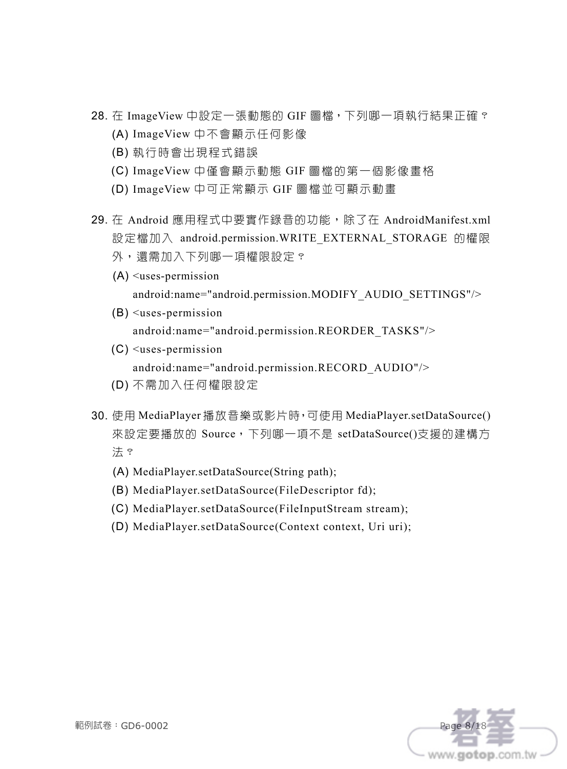28. 在 ImageView 中設定一張動態的 GIF 圖檔，下列哪一項執行結果正確？
    (A) ImageView 中不會顯示任何影像
    (B) 執行時會出現程式錯誤
    (C) ImageView 中僅會顯示動態 GIF 圖檔的第一個影像畫格
    (D) ImageView 中可正常顯示 GIF 圖檔並可顯示動畫

29. 在 Android 應用程式中要實作錄音的功能，除了在 AndroidManifest.xml 設定檔加入 android.permission.WRITE_EXTERNAL_STORAGE 的權限外，還需加入下列哪一項權限設定？
    (A) <uses-permission android:name="android.permission.MODIFY_AUDIO_SETTINGS"/>
    (B) <uses-permission android:name="android.permission.REORDER_TASKS"/>
    (C) <uses-permission android:name="android.permission.RECORD_AUDIO"/>
    (D) 不需加入任何權限設定

30. 使用 MediaPlayer 播放音樂或影片時，可使用 MediaPlayer.setDataSource() 來設定要播放的 Source，下列哪一項不是 setDataSource()支援的建構方法？
    (A) MediaPlayer.setDataSource(String path);
    (B) MediaPlayer.setDataSource(FileDescriptor fd);
    (C) MediaPlayer.setDataSource(FileInputStream stream);
    (D) MediaPlayer.setDataSource(Context context, Uri uri);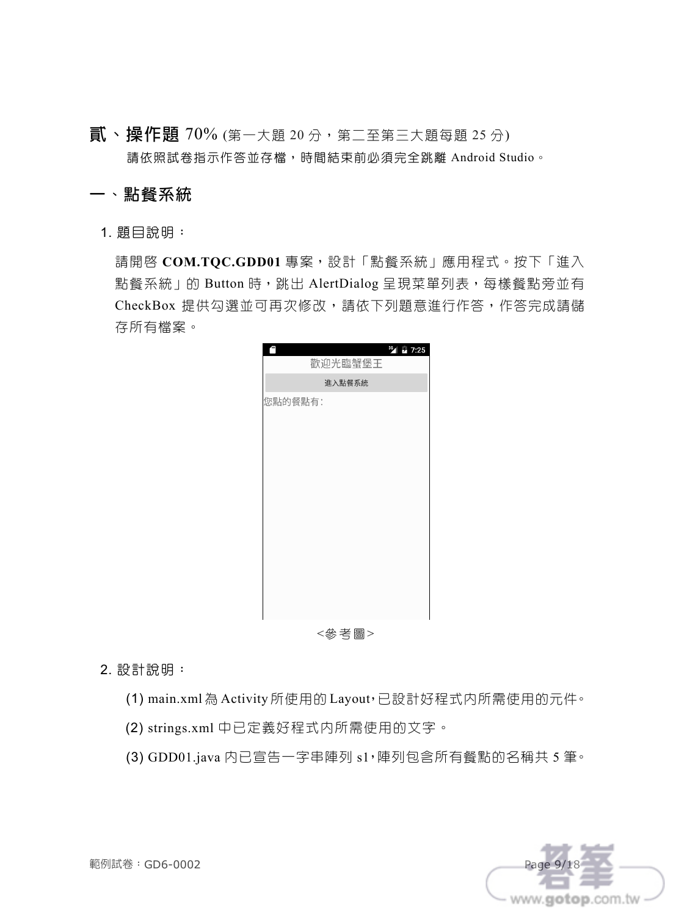## 貳、操作題 70% (第一大題 20 分，第二至第三大題每題 25 分)

請依照試卷指示作答並存檔，時間結束前必須完全跳離 Android Studio。

### 一、點餐系統

1. 題目說明：

   請開啟 **COM.TQC.GDD01** 專案，設計「點餐系統」應用程式。按下「進入點餐系統」的 Button 時，跳出 AlertDialog 呈現菜單列表，每樣餐點旁並有 CheckBox 提供勾選並可再次修改，請依下列題意進行作答，作答完成請儲存所有檔案。

<參考圖>

2. 設計說明：

   (1) main.xml 為 Activity 所使用的 Layout，已設計好程式內所需使用的元件。

   (2) strings.xml 中已定義好程式內所需使用的文字。

   (3) GDD01.java 內已宣告一字串陣列 s1，陣列包含所有餐點的名稱共 5 筆。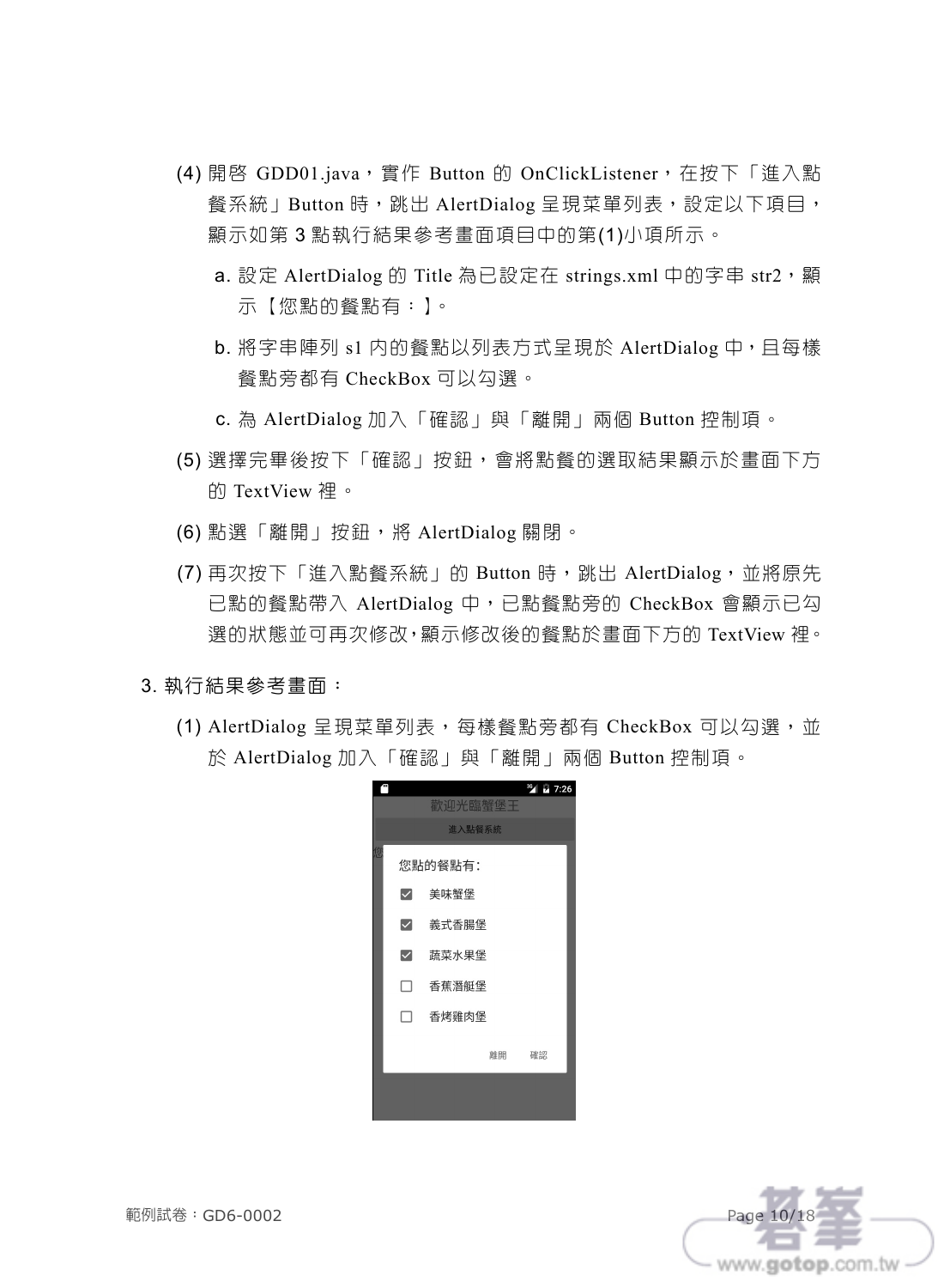(4) 開啓 GDD01.java，實作 Button 的 OnClickListener，在按下「進入點餐系統」Button 時，跳出 AlertDialog 呈現菜單列表，設定以下項目，顯示如第 3 點執行結果參考畫面項目中的第(1)小項所示。

   a. 設定 AlertDialog 的 Title 為已設定在 strings.xml 中的字串 str2，顯示【您點的餐點有：】。

   b. 將字串陣列 s1 內的餐點以列表方式呈現於 AlertDialog 中，且每樣餐點旁都有 CheckBox 可以勾選。

   c. 為 AlertDialog 加入「確認」與「離開」兩個 Button 控制項。

(5) 選擇完畢後按下「確認」按鈕，會將點餐的選取結果顯示於畫面下方的 TextView 裡。

(6) 點選「離開」按鈕，將 AlertDialog 關閉。

(7) 再次按下「進入點餐系統」的 Button 時，跳出 AlertDialog，並將原先已點的餐點帶入 AlertDialog 中，已點餐點旁的 CheckBox 會顯示已勾選的狀態並可再次修改，顯示修改後的餐點於畫面下方的 TextView 裡。

3. 執行結果參考畫面：

(1) AlertDialog 呈現菜單列表，每樣餐點旁都有 CheckBox 可以勾選，並於 AlertDialog 加入「確認」與「離開」兩個 Button 控制項。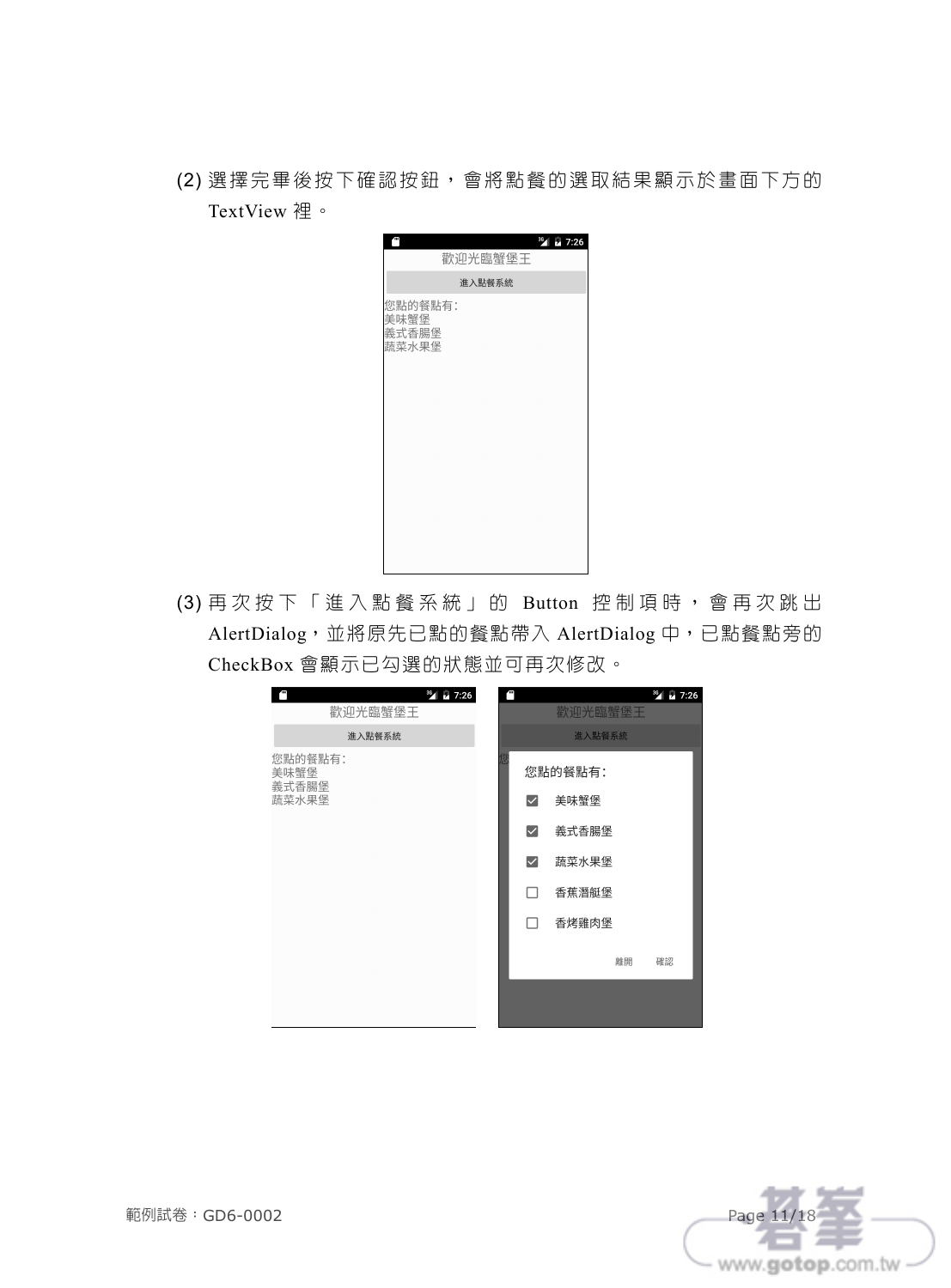(2) 選擇完畢後按下確認按鈕，會將點餐的選取結果顯示於畫面下方的 TextView 裡。

(3) 再次按下「進入點餐系統」的 Button 控制項時，會再次跳出 AlertDialog，並將原先已點的餐點帶入 AlertDialog 中，已點餐點旁的 CheckBox 會顯示已勾選的狀態並可再次修改。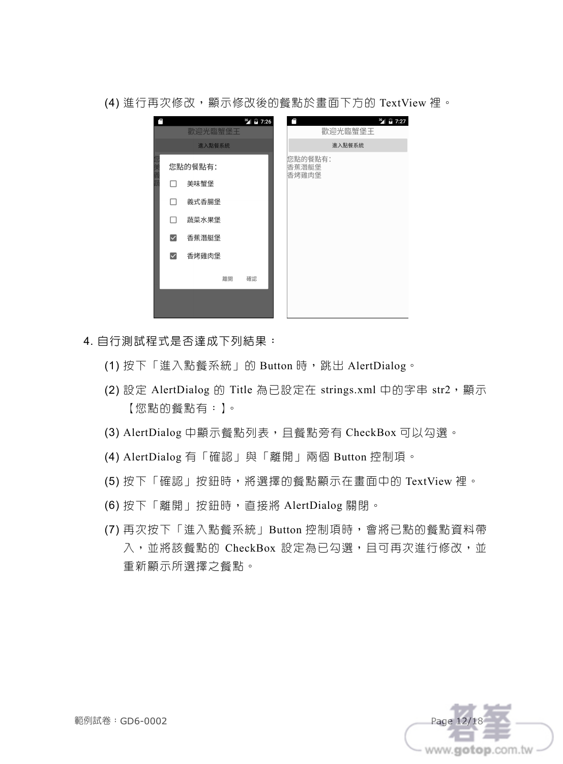(4) 進行再次修改，顯示修改後的餐點於畫面下方的 TextView 裡。

4. 自行測試程式是否達成下列結果：

(1) 按下「進入點餐系統」的 Button 時，跳出 AlertDialog。

(2) 設定 AlertDialog 的 Title 為已設定在 strings.xml 中的字串 str2，顯示【您點的餐點有：】。

(3) AlertDialog 中顯示餐點列表，且餐點旁有 CheckBox 可以勾選。

(4) AlertDialog 有「確認」與「離開」兩個 Button 控制項。

(5) 按下「確認」按鈕時，將選擇的餐點顯示在畫面中的 TextView 裡。

(6) 按下「離開」按鈕時，直接將 AlertDialog 關閉。

(7) 再次按下「進入點餐系統」Button 控制項時，會將已點的餐點資料帶入，並將該餐點的 CheckBox 設定為已勾選，且可再次進行修改，並重新顯示所選擇之餐點。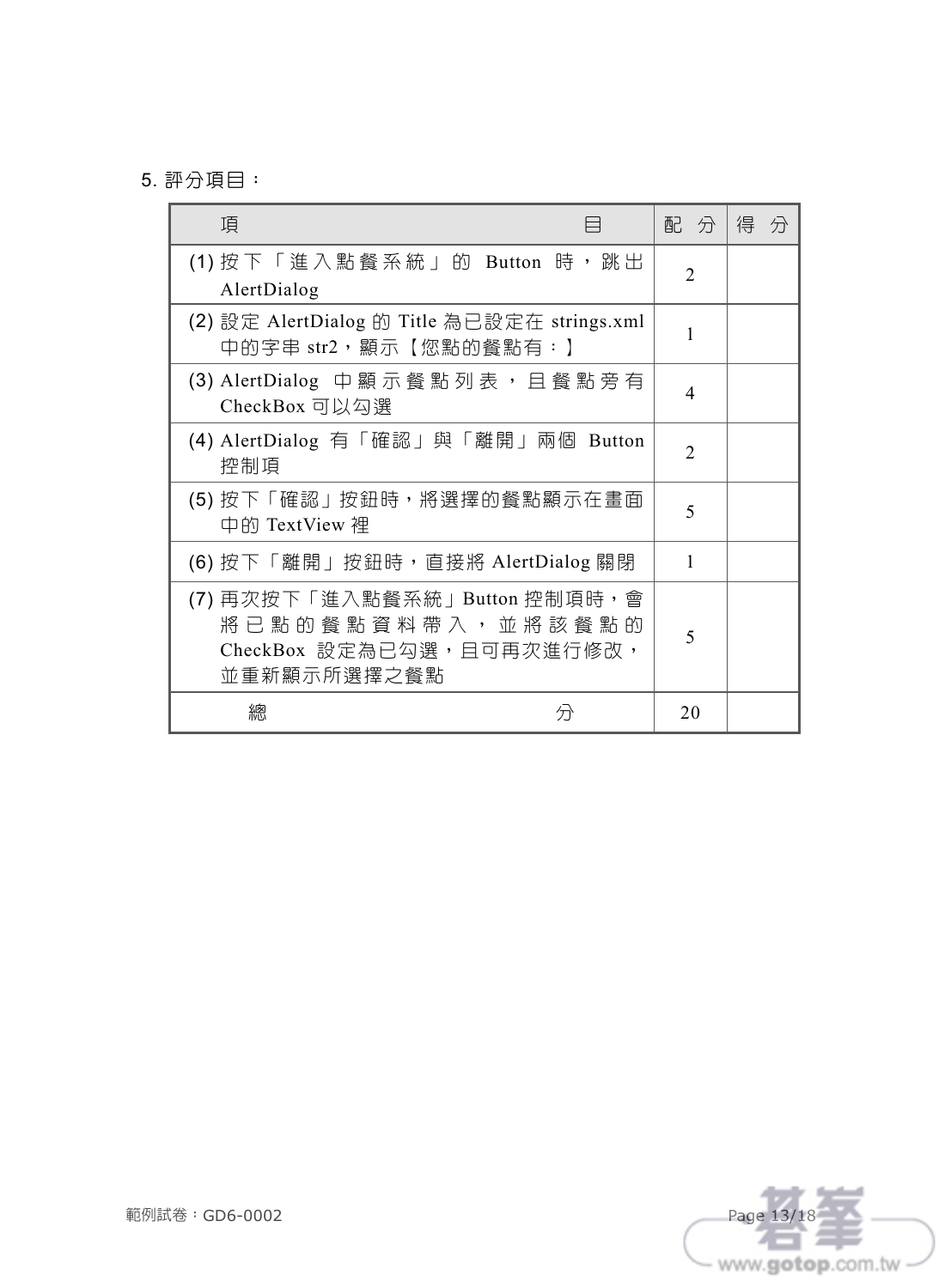5. 評分項目：

| 項目 | 配分 | 得分 |
|---|---|---|
| (1) 按下「進入點餐系統」的 Button 時，跳出 AlertDialog | 2 | |
| (2) 設定 AlertDialog 的 Title 為已設定在 strings.xml 中的字串 str2，顯示【您點的餐點有：】 | 1 | |
| (3) AlertDialog 中顯示餐點列表，且餐點旁有 CheckBox 可以勾選 | 4 | |
| (4) AlertDialog 有「確認」與「離開」兩個 Button 控制項 | 2 | |
| (5) 按下「確認」按鈕時，將選擇的餐點顯示在畫面中的 TextView 裡 | 5 | |
| (6) 按下「離開」按鈕時，直接將 AlertDialog 關閉 | 1 | |
| (7) 再次按下「進入點餐系統」Button 控制項時，會將已點的餐點資料帶入，並將該餐點的 CheckBox 設定為已勾選，且可再次進行修改，並重新顯示所選擇之餐點 | 5 | |
| 總分 | 20 | |

範例試卷：GD6-0002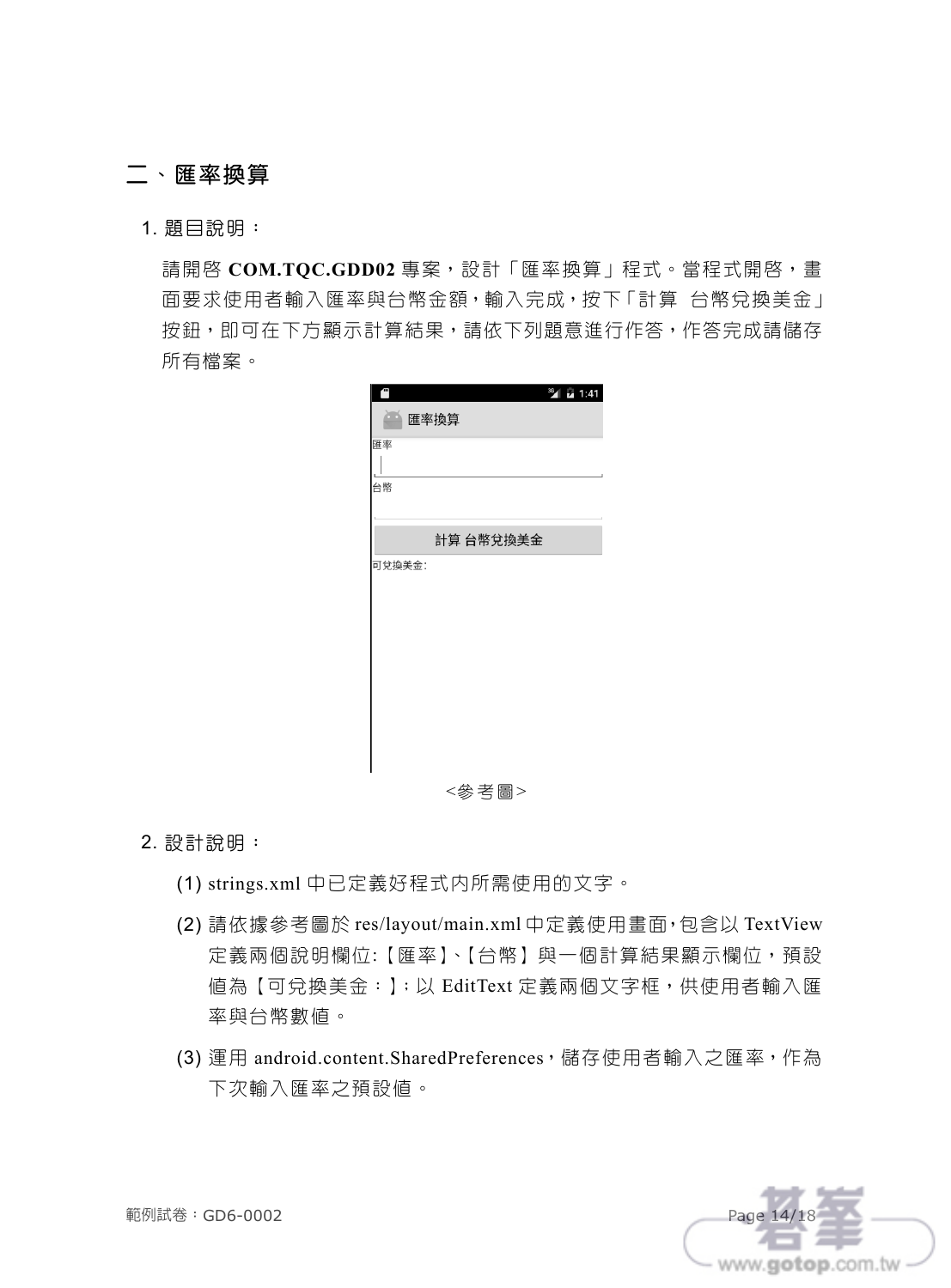## 二、匯率換算

1. 題目說明：

   請開啓 **COM.TQC.GDD02** 專案，設計「匯率換算」程式。當程式開啓，畫面要求使用者輸入匯率與台幣金額，輸入完成，按下「計算 台幣兌換美金」按鈕，即可在下方顯示計算結果，請依下列題意進行作答，作答完成請儲存所有檔案。

<參考圖>

2. 設計說明：

   (1) strings.xml 中已定義好程式內所需使用的文字。

   (2) 請依據參考圖於 res/layout/main.xml 中定義使用畫面，包含以 TextView 定義兩個說明欄位:【匯率】、【台幣】與一個計算結果顯示欄位，預設值為【可兌換美金：】；以 EditText 定義兩個文字框，供使用者輸入匯率與台幣數值。

   (3) 運用 android.content.SharedPreferences，儲存使用者輸入之匯率，作為下次輸入匯率之預設值。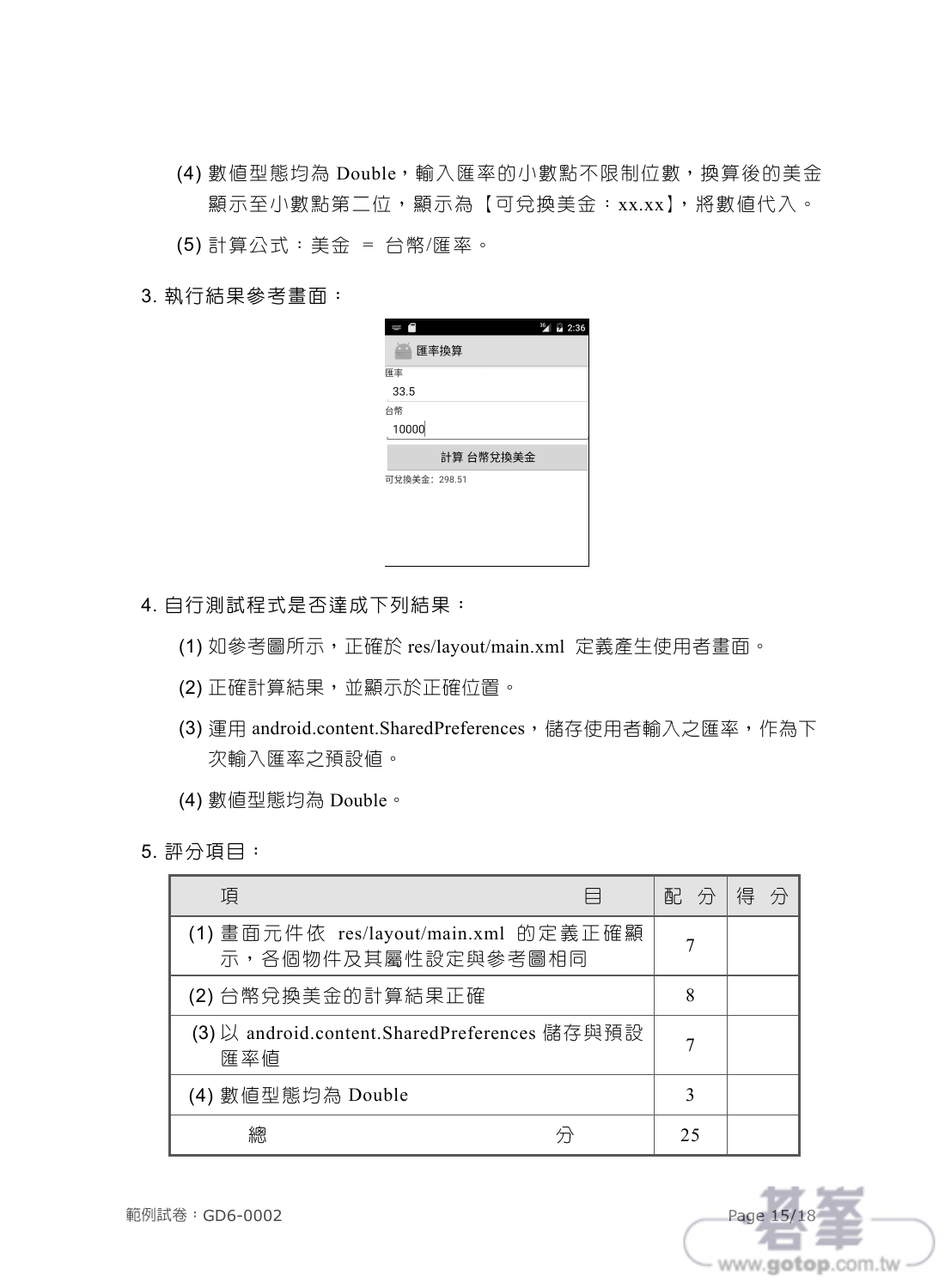(4) 數值型態均為 Double，輸入匯率的小數點不限制位數，換算後的美金顯示至小數點第二位，顯示為【可兌換美金：xx.xx】，將數值代入。

(5) 計算公式：美金 ＝ 台幣/匯率。

3. 執行結果參考畫面：

4. 自行測試程式是否達成下列結果：

(1) 如參考圖所示，正確於 res/layout/main.xml 定義產生使用者畫面。

(2) 正確計算結果，並顯示於正確位置。

(3) 運用 android.content.SharedPreferences，儲存使用者輸入之匯率，作為下次輸入匯率之預設值。

(4) 數值型態均為 Double。

5. 評分項目：

| 項　　　　　　　　　　　　　　　目 | 配　分 | 得　分 |
|---|---|---|
| (1) 畫面元件依 res/layout/main.xml 的定義正確顯示，各個物件及其屬性設定與參考圖相同 | 7 | |
| (2) 台幣兌換美金的計算結果正確 | 8 | |
| (3) 以 android.content.SharedPreferences 儲存與預設匯率值 | 7 | |
| (4) 數值型態均為 Double | 3 | |
| 總　　　　　　　　分 | 25 | |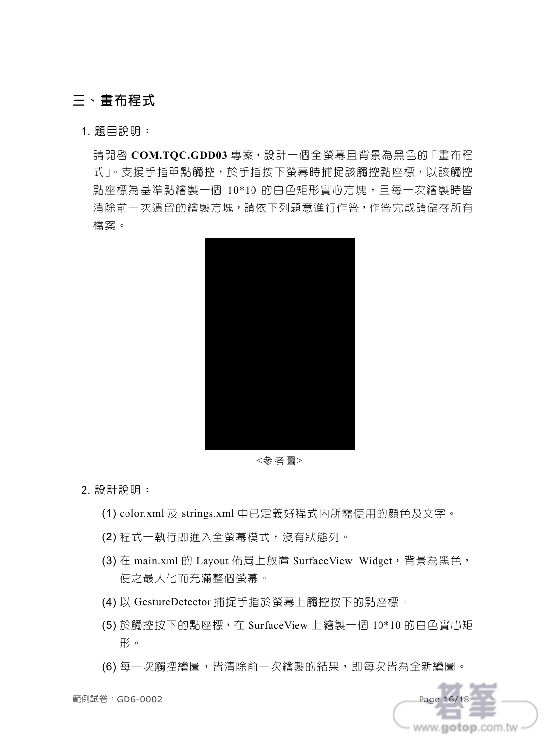## 三、畫布程式

1. 題目說明：

請開啓 **COM.TQC.GDD03** 專案，設計一個全螢幕且背景為黑色的「畫布程式」。支援手指單點觸控，於手指按下螢幕時捕捉該觸控點座標，以該觸控點座標為基準點繪製一個 10*10 的白色矩形實心方塊，且每一次繪製時皆清除前一次遺留的繪製方塊，請依下列題意進行作答，作答完成請儲存所有檔案。

<參考圖>

2. 設計說明：

(1) color.xml 及 strings.xml 中已定義好程式內所需使用的顏色及文字。

(2) 程式一執行即進入全螢幕模式，沒有狀態列。

(3) 在 main.xml 的 Layout 佈局上放置 SurfaceView Widget，背景為黑色，使之最大化而充滿整個螢幕。

(4) 以 GestureDetector 捕捉手指於螢幕上觸控按下的點座標。

(5) 於觸控按下的點座標，在 SurfaceView 上繪製一個 10*10 的白色實心矩形。

(6) 每一次觸控繪圖，皆清除前一次繪製的結果，即每次皆為全新繪圖。

範例試卷：GD6-0002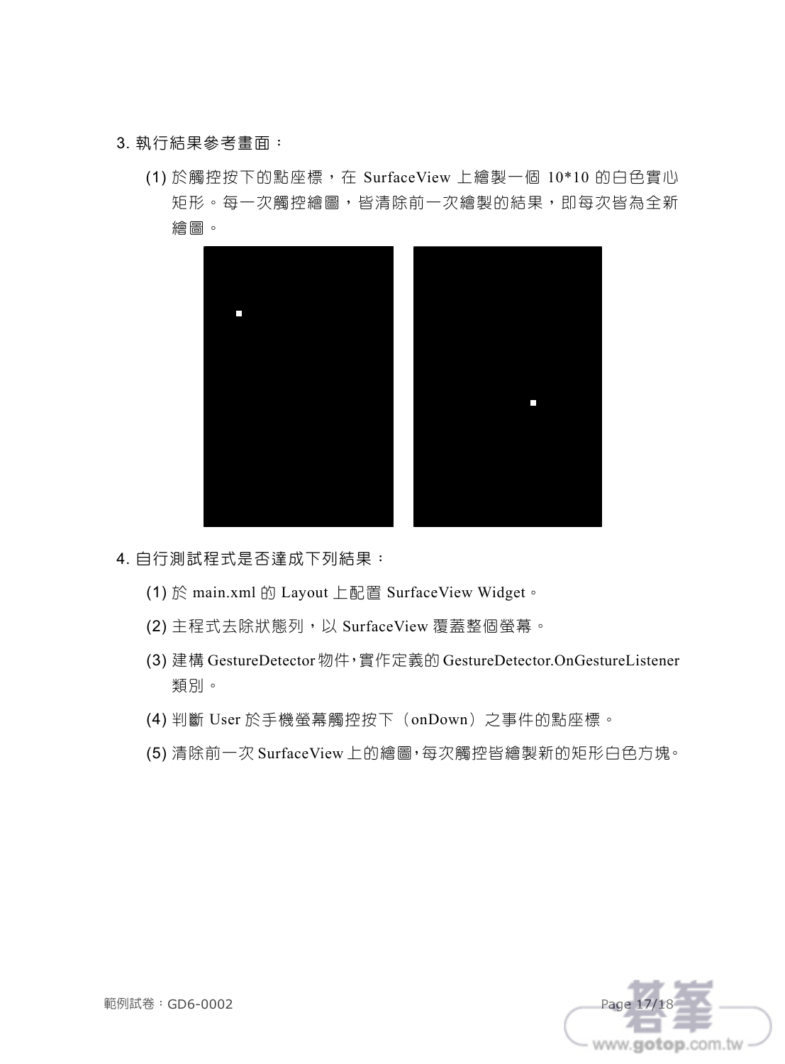3. 執行結果參考畫面：

(1) 於觸控按下的點座標，在 SurfaceView 上繪製一個 10*10 的白色實心矩形。每一次觸控繪圖，皆清除前一次繪製的結果，即每次皆為全新繪圖。

4. 自行測試程式是否達成下列結果：

(1) 於 main.xml 的 Layout 上配置 SurfaceView Widget。

(2) 主程式去除狀態列，以 SurfaceView 覆蓋整個螢幕。

(3) 建構 GestureDetector 物件，實作定義的 GestureDetector.OnGestureListener 類別。

(4) 判斷 User 於手機螢幕觸控按下（onDown）之事件的點座標。

(5) 清除前一次 SurfaceView 上的繪圖，每次觸控皆繪製新的矩形白色方塊。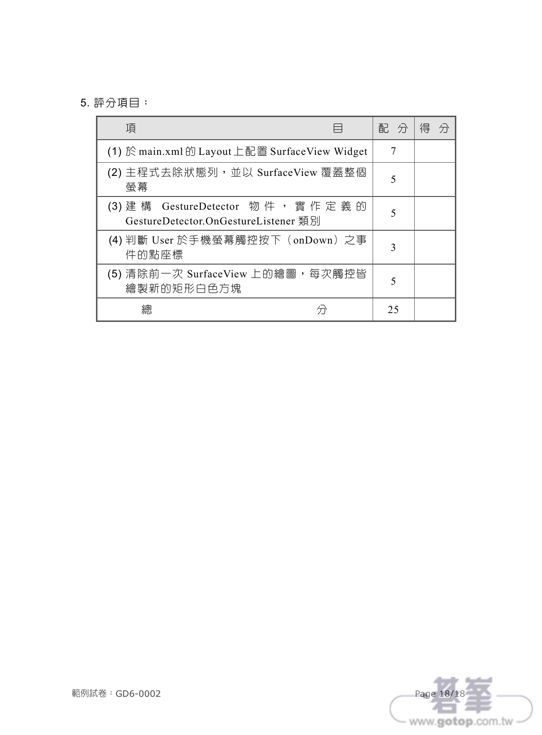5. 評分項目：

| 項　　　　　　　　　　　目 | 配　分 | 得　分 |
|---|---|---|
| (1) 於 main.xml 的 Layout 上配置 SurfaceView Widget | 7 | |
| (2) 主程式去除狀態列，並以 SurfaceView 覆蓋整個螢幕 | 5 | |
| (3) 建構 GestureDetector 物件，實作定義的 GestureDetector.OnGestureListener 類別 | 5 | |
| (4) 判斷 User 於手機螢幕觸控按下（onDown）之事件的點座標 | 3 | |
| (5) 清除前一次 SurfaceView 上的繪圖，每次觸控皆繪製新的矩形白色方塊 | 5 | |
| 總　　　　　　　　　分 | 25 | |

範例試卷：GD6-0002